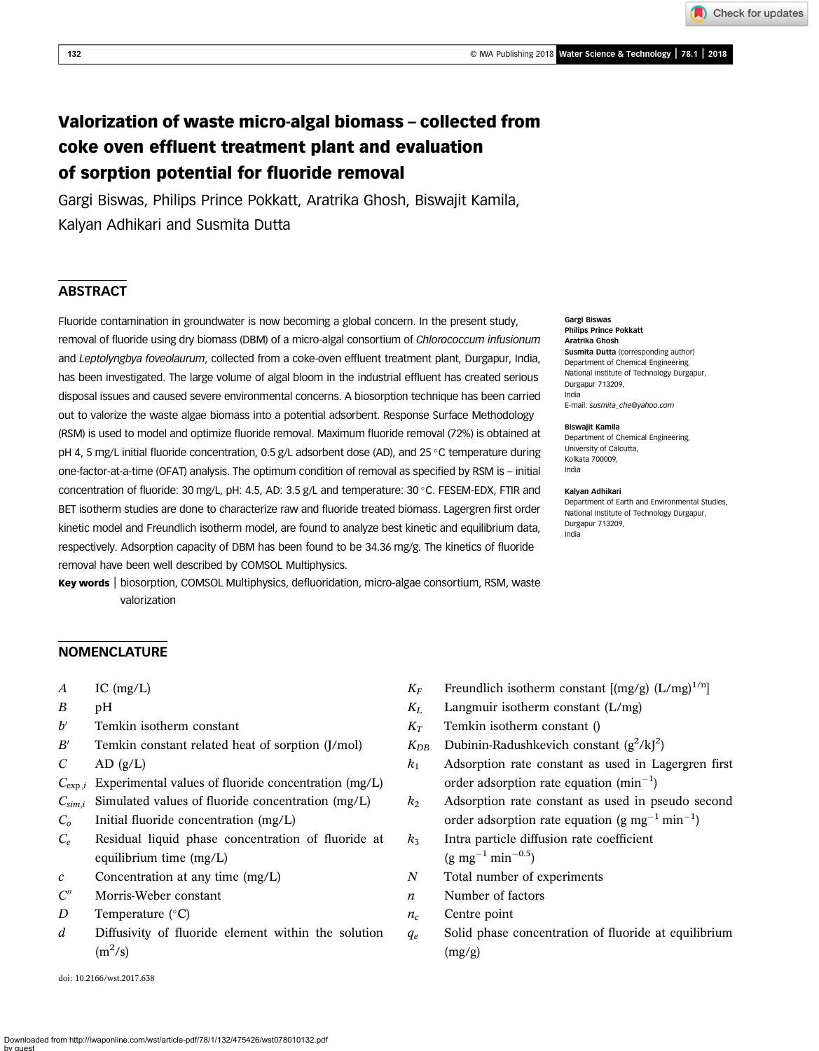# Valorization of waste micro-algal biomass – collected from coke oven effluent treatment plant and evaluation of sorption potential for fluoride removal

Gargi Biswas, Philips Prince Pokkatt, Aratrika Ghosh, Biswajit Kamila, Kalyan Adhikari and Susmita Dutta

## ABSTRACT

Fluoride contamination in groundwater is now becoming a global concern. In the present study, removal of fluoride using dry biomass (DBM) of a micro-algal consortium of *Chlorococcum infusionum* and *Leptolyngbya foveolaurum*, collected from a coke-oven effluent treatment plant, Durgapur, India, has been investigated. The large volume of algal bloom in the industrial effluent has created serious disposal issues and caused severe environmental concerns. A biosorption technique has been carried out to valorize the waste algae biomass into a potential adsorbent. Response Surface Methodology (RSM) is used to model and optimize fluoride removal. Maximum fluoride removal (72%) is obtained at pH 4, 5 mg/L initial fluoride concentration, 0.5 g/L adsorbent dose (AD), and 25 °C temperature during one-factor-at-a-time (OFAT) analysis. The optimum condition of removal as specified by RSM is – initial concentration of fluoride: 30 mg/L, pH: 4.5, AD: 3.5 g/L and temperature: 30 °C. FESEM-EDX, FTIR and BET isotherm studies are done to characterize raw and fluoride treated biomass. Lagergren first order kinetic model and Freundlich isotherm model, are found to analyze best kinetic and equilibrium data, respectively. Adsorption capacity of DBM has been found to be 34.36 mg/g. The kinetics of fluoride removal have been well described by COMSOL Multiphysics.

**Key words** | biosorption, COMSOL Multiphysics, defluoridation, micro-algae consortium, RSM, waste valorization

**Gargi Biswas**
**Philips Prince Pokkatt**
**Aratrika Ghosh**
**Susmita Dutta** (corresponding author)
Department of Chemical Engineering,
National Institute of Technology Durgapur,
Durgapur 713209,
India
E-mail: *susmita_che@yahoo.com*

**Biswajit Kamila**
Department of Chemical Engineering,
University of Calcutta,
Kolkata 700009,
India

**Kalyan Adhikari**
Department of Earth and Environmental Studies,
National Institute of Technology Durgapur,
Durgapur 713209,
India

## NOMENCLATURE

| | |
|---|---|
| $A$ | IC (mg/L) |
| $B$ | pH |
| $b'$ | Temkin isotherm constant |
| $B'$ | Temkin constant related heat of sorption (J/mol) |
| $C$ | AD (g/L) |
| $C_{\exp,i}$ | Experimental values of fluoride concentration (mg/L) |
| $C_{sim,i}$ | Simulated values of fluoride concentration (mg/L) |
| $C_o$ | Initial fluoride concentration (mg/L) |
| $C_e$ | Residual liquid phase concentration of fluoride at equilibrium time (mg/L) |
| $c$ | Concentration at any time (mg/L) |
| $C''$ | Morris-Weber constant |
| $D$ | Temperature (°C) |
| $d$ | Diffusivity of fluoride element within the solution ($m^2$/s) |
| $K_F$ | Freundlich isotherm constant [(mg/g) $(L/mg)^{1/n}$] |
| $K_L$ | Langmuir isotherm constant (L/mg) |
| $K_T$ | Temkin isotherm constant () |
| $K_{DB}$ | Dubinin-Radushkevich constant ($g^2/kJ^2$) |
| $k_1$ | Adsorption rate constant as used in Lagergren first order adsorption rate equation ($min^{-1}$) |
| $k_2$ | Adsorption rate constant as used in pseudo second order adsorption rate equation (g $mg^{-1}$ $min^{-1}$) |
| $k_3$ | Intra particle diffusion rate coefficient (g $mg^{-1}$ $min^{-0.5}$) |
| $N$ | Total number of experiments |
| $n$ | Number of factors |
| $n_c$ | Centre point |
| $q_e$ | Solid phase concentration of fluoride at equilibrium (mg/g) |

doi: 10.2166/wst.2017.638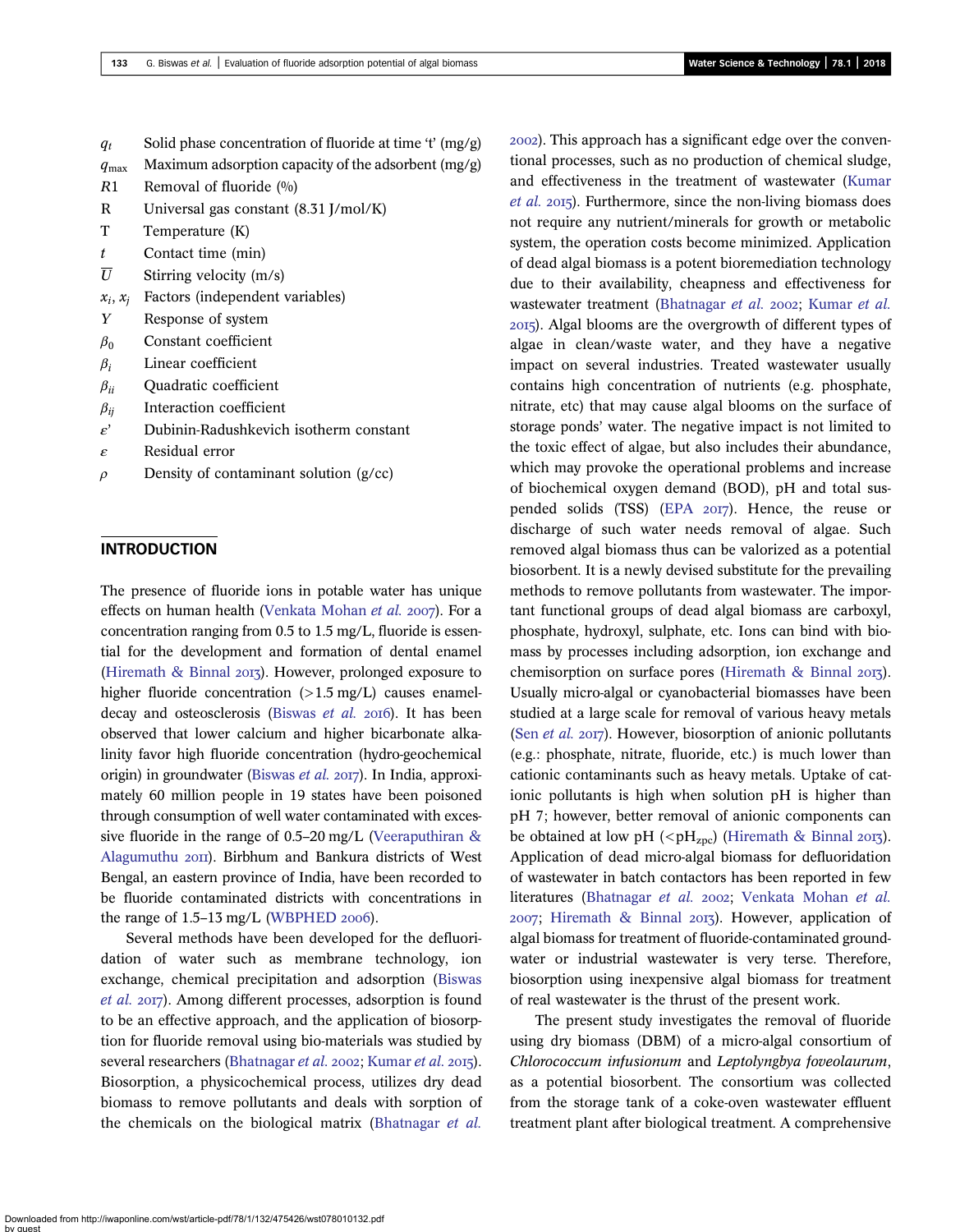| | |
|---|---|
| $q_t$ | Solid phase concentration of fluoride at time 't' (mg/g) |
| $q_{max}$ | Maximum adsorption capacity of the adsorbent (mg/g) |
| $R1$ | Removal of fluoride (%) |
| R | Universal gas constant (8.31 J/mol/K) |
| T | Temperature (K) |
| $t$ | Contact time (min) |
| $\overline{U}$ | Stirring velocity (m/s) |
| $x_i$, $x_j$ | Factors (independent variables) |
| $Y$ | Response of system |
| $\beta_0$ | Constant coefficient |
| $\beta_i$ | Linear coefficient |
| $\beta_{ii}$ | Quadratic coefficient |
| $\beta_{ij}$ | Interaction coefficient |
| $\varepsilon'$ | Dubinin-Radushkevich isotherm constant |
| $\varepsilon$ | Residual error |
| $\rho$ | Density of contaminant solution (g/cc) |

## INTRODUCTION

The presence of fluoride ions in potable water has unique effects on human health (Venkata Mohan *et al.* 2007). For a concentration ranging from 0.5 to 1.5 mg/L, fluoride is essential for the development and formation of dental enamel (Hiremath & Binnal 2013). However, prolonged exposure to higher fluoride concentration (>1.5 mg/L) causes enamel-decay and osteosclerosis (Biswas *et al.* 2016). It has been observed that lower calcium and higher bicarbonate alkalinity favor high fluoride concentration (hydro-geochemical origin) in groundwater (Biswas *et al.* 2017). In India, approximately 60 million people in 19 states have been poisoned through consumption of well water contaminated with excessive fluoride in the range of 0.5–20 mg/L (Veeraputhiran & Alagumuthu 2011). Birbhum and Bankura districts of West Bengal, an eastern province of India, have been recorded to be fluoride contaminated districts with concentrations in the range of 1.5–13 mg/L (WBPHED 2006).

Several methods have been developed for the defluoridation of water such as membrane technology, ion exchange, chemical precipitation and adsorption (Biswas *et al.* 2017). Among different processes, adsorption is found to be an effective approach, and the application of biosorption for fluoride removal using bio-materials was studied by several researchers (Bhatnagar *et al.* 2002; Kumar *et al.* 2015). Biosorption, a physicochemical process, utilizes dry dead biomass to remove pollutants and deals with sorption of the chemicals on the biological matrix (Bhatnagar *et al.* 2002). This approach has a significant edge over the conventional processes, such as no production of chemical sludge, and effectiveness in the treatment of wastewater (Kumar *et al.* 2015). Furthermore, since the non-living biomass does not require any nutrient/minerals for growth or metabolic system, the operation costs become minimized. Application of dead algal biomass is a potent bioremediation technology due to their availability, cheapness and effectiveness for wastewater treatment (Bhatnagar *et al.* 2002; Kumar *et al.* 2015). Algal blooms are the overgrowth of different types of algae in clean/waste water, and they have a negative impact on several industries. Treated wastewater usually contains high concentration of nutrients (e.g. phosphate, nitrate, etc) that may cause algal blooms on the surface of storage ponds' water. The negative impact is not limited to the toxic effect of algae, but also includes their abundance, which may provoke the operational problems and increase of biochemical oxygen demand (BOD), pH and total suspended solids (TSS) (EPA 2017). Hence, the reuse or discharge of such water needs removal of algae. Such removed algal biomass thus can be valorized as a potential biosorbent. It is a newly devised substitute for the prevailing methods to remove pollutants from wastewater. The important functional groups of dead algal biomass are carboxyl, phosphate, hydroxyl, sulphate, etc. Ions can bind with biomass by processes including adsorption, ion exchange and chemisorption on surface pores (Hiremath & Binnal 2013). Usually micro-algal or cyanobacterial biomasses have been studied at a large scale for removal of various heavy metals (Sen *et al.* 2017). However, biosorption of anionic pollutants (e.g.: phosphate, nitrate, fluoride, etc.) is much lower than cationic contaminants such as heavy metals. Uptake of cationic pollutants is high when solution pH is higher than pH 7; however, better removal of anionic components can be obtained at low pH (<$pH_{zpc}$) (Hiremath & Binnal 2013). Application of dead micro-algal biomass for defluoridation of wastewater in batch contactors has been reported in few literatures (Bhatnagar *et al.* 2002; Venkata Mohan *et al.* 2007; Hiremath & Binnal 2013). However, application of algal biomass for treatment of fluoride-contaminated groundwater or industrial wastewater is very terse. Therefore, biosorption using inexpensive algal biomass for treatment of real wastewater is the thrust of the present work.

The present study investigates the removal of fluoride using dry biomass (DBM) of a micro-algal consortium of *Chlorococcum infusionum* and *Leptolyngbya foveolaurum*, as a potential biosorbent. The consortium was collected from the storage tank of a coke-oven wastewater effluent treatment plant after biological treatment. A comprehensive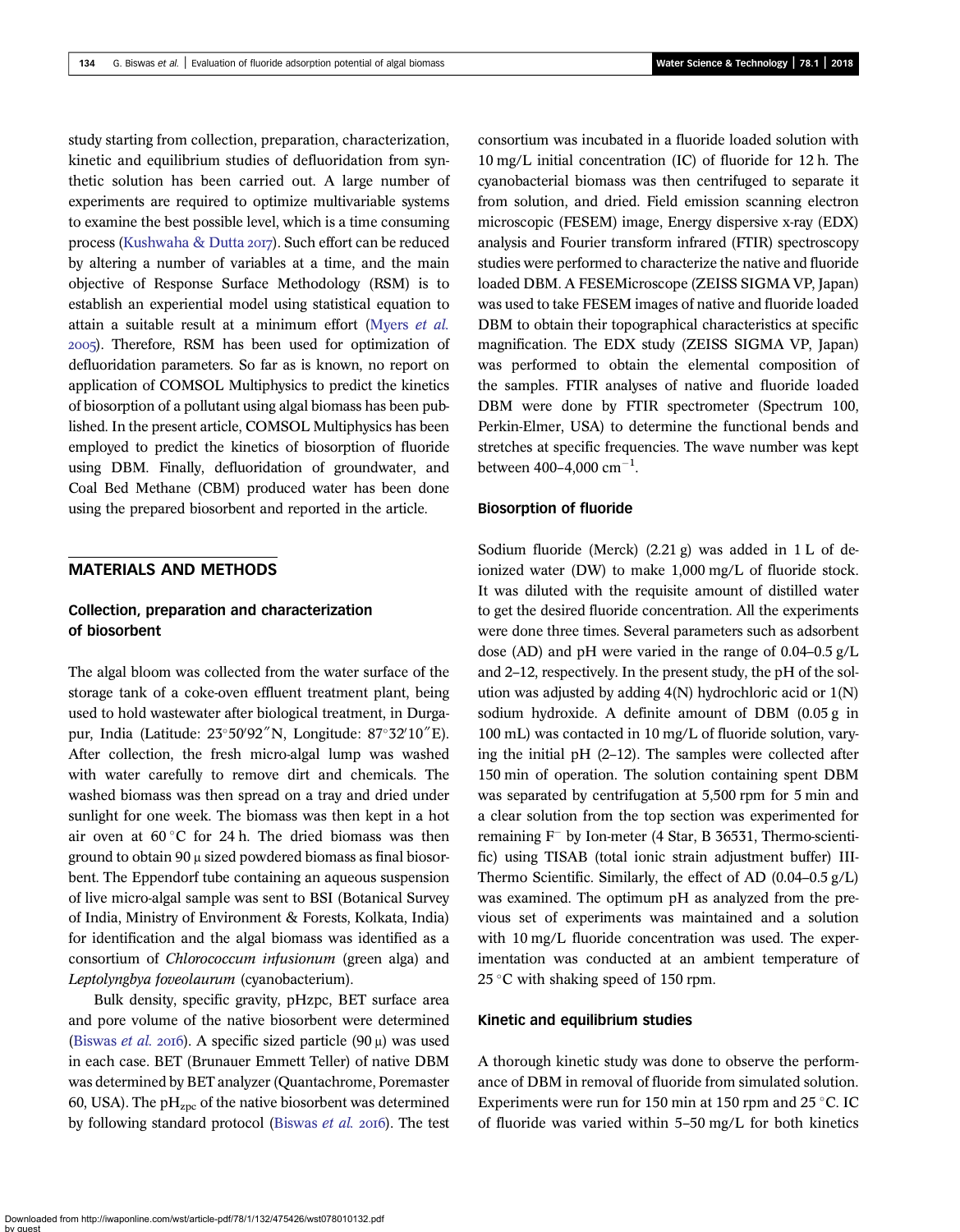study starting from collection, preparation, characterization, kinetic and equilibrium studies of defluoridation from synthetic solution has been carried out. A large number of experiments are required to optimize multivariable systems to examine the best possible level, which is a time consuming process (Kushwaha & Dutta 2017). Such effort can be reduced by altering a number of variables at a time, and the main objective of Response Surface Methodology (RSM) is to establish an experiential model using statistical equation to attain a suitable result at a minimum effort (Myers *et al.* 2005). Therefore, RSM has been used for optimization of defluoridation parameters. So far as is known, no report on application of COMSOL Multiphysics to predict the kinetics of biosorption of a pollutant using algal biomass has been published. In the present article, COMSOL Multiphysics has been employed to predict the kinetics of biosorption of fluoride using DBM. Finally, defluoridation of groundwater, and Coal Bed Methane (CBM) produced water has been done using the prepared biosorbent and reported in the article.

## MATERIALS AND METHODS

### Collection, preparation and characterization of biosorbent

The algal bloom was collected from the water surface of the storage tank of a coke-oven effluent treatment plant, being used to hold wastewater after biological treatment, in Durgapur, India (Latitude: 23°50′92″N, Longitude: 87°32′10″E). After collection, the fresh micro-algal lump was washed with water carefully to remove dirt and chemicals. The washed biomass was then spread on a tray and dried under sunlight for one week. The biomass was then kept in a hot air oven at 60 °C for 24 h. The dried biomass was then ground to obtain 90 μ sized powdered biomass as final biosorbent. The Eppendorf tube containing an aqueous suspension of live micro-algal sample was sent to BSI (Botanical Survey of India, Ministry of Environment & Forests, Kolkata, India) for identification and the algal biomass was identified as a consortium of *Chlorococcum infusionum* (green alga) and *Leptolyngbya foveolaurum* (cyanobacterium).

Bulk density, specific gravity, pHzpc, BET surface area and pore volume of the native biosorbent were determined (Biswas *et al.* 2016). A specific sized particle (90 μ) was used in each case. BET (Brunauer Emmett Teller) of native DBM was determined by BET analyzer (Quantachrome, Poremaster 60, USA). The $pH_{zpc}$ of the native biosorbent was determined by following standard protocol (Biswas *et al.* 2016). The test consortium was incubated in a fluoride loaded solution with 10 mg/L initial concentration (IC) of fluoride for 12 h. The cyanobacterial biomass was then centrifuged to separate it from solution, and dried. Field emission scanning electron microscopic (FESEM) image, Energy dispersive x-ray (EDX) analysis and Fourier transform infrared (FTIR) spectroscopy studies were performed to characterize the native and fluoride loaded DBM. A FESEMicroscope (ZEISS SIGMA VP, Japan) was used to take FESEM images of native and fluoride loaded DBM to obtain their topographical characteristics at specific magnification. The EDX study (ZEISS SIGMA VP, Japan) was performed to obtain the elemental composition of the samples. FTIR analyses of native and fluoride loaded DBM were done by FTIR spectrometer (Spectrum 100, Perkin-Elmer, USA) to determine the functional bends and stretches at specific frequencies. The wave number was kept between 400–4,000 $cm^{-1}$.

### Biosorption of fluoride

Sodium fluoride (Merck) (2.21 g) was added in 1 L of deionized water (DW) to make 1,000 mg/L of fluoride stock. It was diluted with the requisite amount of distilled water to get the desired fluoride concentration. All the experiments were done three times. Several parameters such as adsorbent dose (AD) and pH were varied in the range of 0.04–0.5 g/L and 2–12, respectively. In the present study, the pH of the solution was adjusted by adding 4(N) hydrochloric acid or 1(N) sodium hydroxide. A definite amount of DBM (0.05 g in 100 mL) was contacted in 10 mg/L of fluoride solution, varying the initial pH (2–12). The samples were collected after 150 min of operation. The solution containing spent DBM was separated by centrifugation at 5,500 rpm for 5 min and a clear solution from the top section was experimented for remaining $F^-$ by Ion-meter (4 Star, B 36531, Thermo-scientific) using TISAB (total ionic strain adjustment buffer) III-Thermo Scientific. Similarly, the effect of AD (0.04–0.5 g/L) was examined. The optimum pH as analyzed from the previous set of experiments was maintained and a solution with 10 mg/L fluoride concentration was used. The experimentation was conducted at an ambient temperature of 25 °C with shaking speed of 150 rpm.

### Kinetic and equilibrium studies

A thorough kinetic study was done to observe the performance of DBM in removal of fluoride from simulated solution. Experiments were run for 150 min at 150 rpm and 25 °C. IC of fluoride was varied within 5–50 mg/L for both kinetics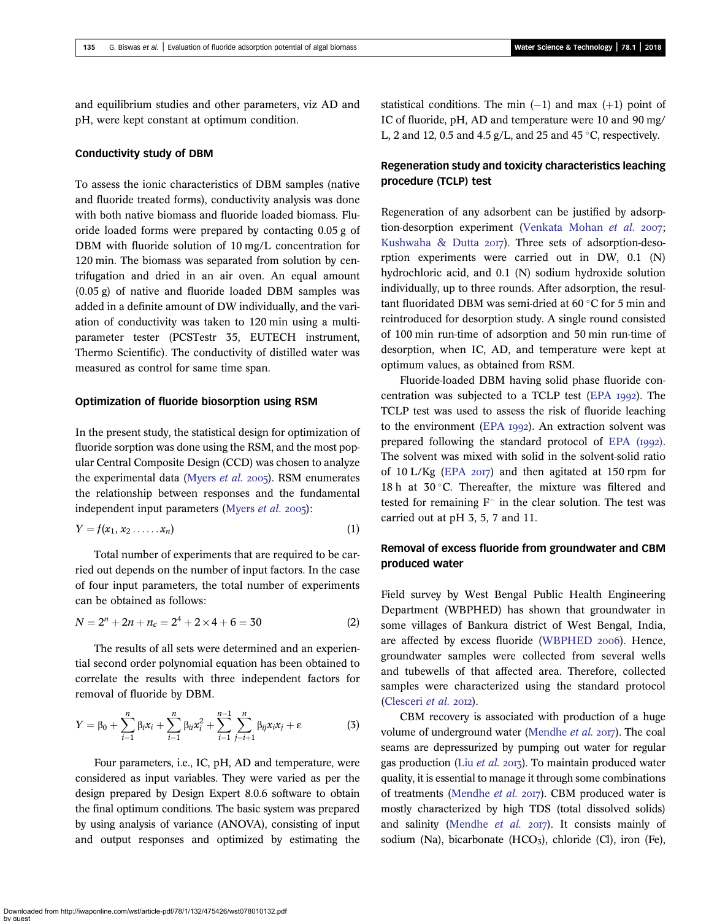and equilibrium studies and other parameters, viz AD and pH, were kept constant at optimum condition.

### Conductivity study of DBM

To assess the ionic characteristics of DBM samples (native and fluoride treated forms), conductivity analysis was done with both native biomass and fluoride loaded biomass. Fluoride loaded forms were prepared by contacting 0.05 g of DBM with fluoride solution of 10 mg/L concentration for 120 min. The biomass was separated from solution by centrifugation and dried in an air oven. An equal amount (0.05 g) of native and fluoride loaded DBM samples was added in a definite amount of DW individually, and the variation of conductivity was taken to 120 min using a multiparameter tester (PCSTestr 35, EUTECH instrument, Thermo Scientific). The conductivity of distilled water was measured as control for same time span.

### Optimization of fluoride biosorption using RSM

In the present study, the statistical design for optimization of fluoride sorption was done using the RSM, and the most popular Central Composite Design (CCD) was chosen to analyze the experimental data (Myers *et al.* 2005). RSM enumerates the relationship between responses and the fundamental independent input parameters (Myers *et al.* 2005):

$$Y = f(x_1, x_2 \ldots\ldots x_n) \tag{1}$$

Total number of experiments that are required to be carried out depends on the number of input factors. In the case of four input parameters, the total number of experiments can be obtained as follows:

$$N = 2^n + 2n + n_c = 2^4 + 2 \times 4 + 6 = 30 \tag{2}$$

The results of all sets were determined and an experiential second order polynomial equation has been obtained to correlate the results with three independent factors for removal of fluoride by DBM.

$$Y = \beta_0 + \sum_{i=1}^{n} \beta_i x_i + \sum_{i=1}^{n} \beta_{ii} x_i^2 + \sum_{i=1}^{n-1} \sum_{j=i+1}^{n} \beta_{ij} x_i x_j + \varepsilon \tag{3}$$

Four parameters, i.e., IC, pH, AD and temperature, were considered as input variables. They were varied as per the design prepared by Design Expert 8.0.6 software to obtain the final optimum conditions. The basic system was prepared by using analysis of variance (ANOVA), consisting of input and output responses and optimized by estimating the statistical conditions. The min (−1) and max (+1) point of IC of fluoride, pH, AD and temperature were 10 and 90 mg/L, 2 and 12, 0.5 and 4.5 g/L, and 25 and 45 °C, respectively.

### Regeneration study and toxicity characteristics leaching procedure (TCLP) test

Regeneration of any adsorbent can be justified by adsorption-desorption experiment (Venkata Mohan *et al.* 2007; Kushwaha & Dutta 2017). Three sets of adsorption-desorption experiments were carried out in DW, 0.1 (N) hydrochloric acid, and 0.1 (N) sodium hydroxide solution individually, up to three rounds. After adsorption, the resultant fluoridated DBM was semi-dried at 60 °C for 5 min and reintroduced for desorption study. A single round consisted of 100 min run-time of adsorption and 50 min run-time of desorption, when IC, AD, and temperature were kept at optimum values, as obtained from RSM.

Fluoride-loaded DBM having solid phase fluoride concentration was subjected to a TCLP test (EPA 1992). The TCLP test was used to assess the risk of fluoride leaching to the environment (EPA 1992). An extraction solvent was prepared following the standard protocol of EPA (1992). The solvent was mixed with solid in the solvent-solid ratio of 10 L/Kg (EPA 2017) and then agitated at 150 rpm for 18 h at 30 °C. Thereafter, the mixture was filtered and tested for remaining $F^-$ in the clear solution. The test was carried out at pH 3, 5, 7 and 11.

### Removal of excess fluoride from groundwater and CBM produced water

Field survey by West Bengal Public Health Engineering Department (WBPHED) has shown that groundwater in some villages of Bankura district of West Bengal, India, are affected by excess fluoride (WBPHED 2006). Hence, groundwater samples were collected from several wells and tubewells of that affected area. Therefore, collected samples were characterized using the standard protocol (Clesceri *et al.* 2012).

CBM recovery is associated with production of a huge volume of underground water (Mendhe *et al.* 2017). The coal seams are depressurized by pumping out water for regular gas production (Liu *et al.* 2013). To maintain produced water quality, it is essential to manage it through some combinations of treatments (Mendhe *et al.* 2017). CBM produced water is mostly characterized by high TDS (total dissolved solids) and salinity (Mendhe *et al.* 2017). It consists mainly of sodium (Na), bicarbonate ($HCO_3$), chloride (Cl), iron (Fe),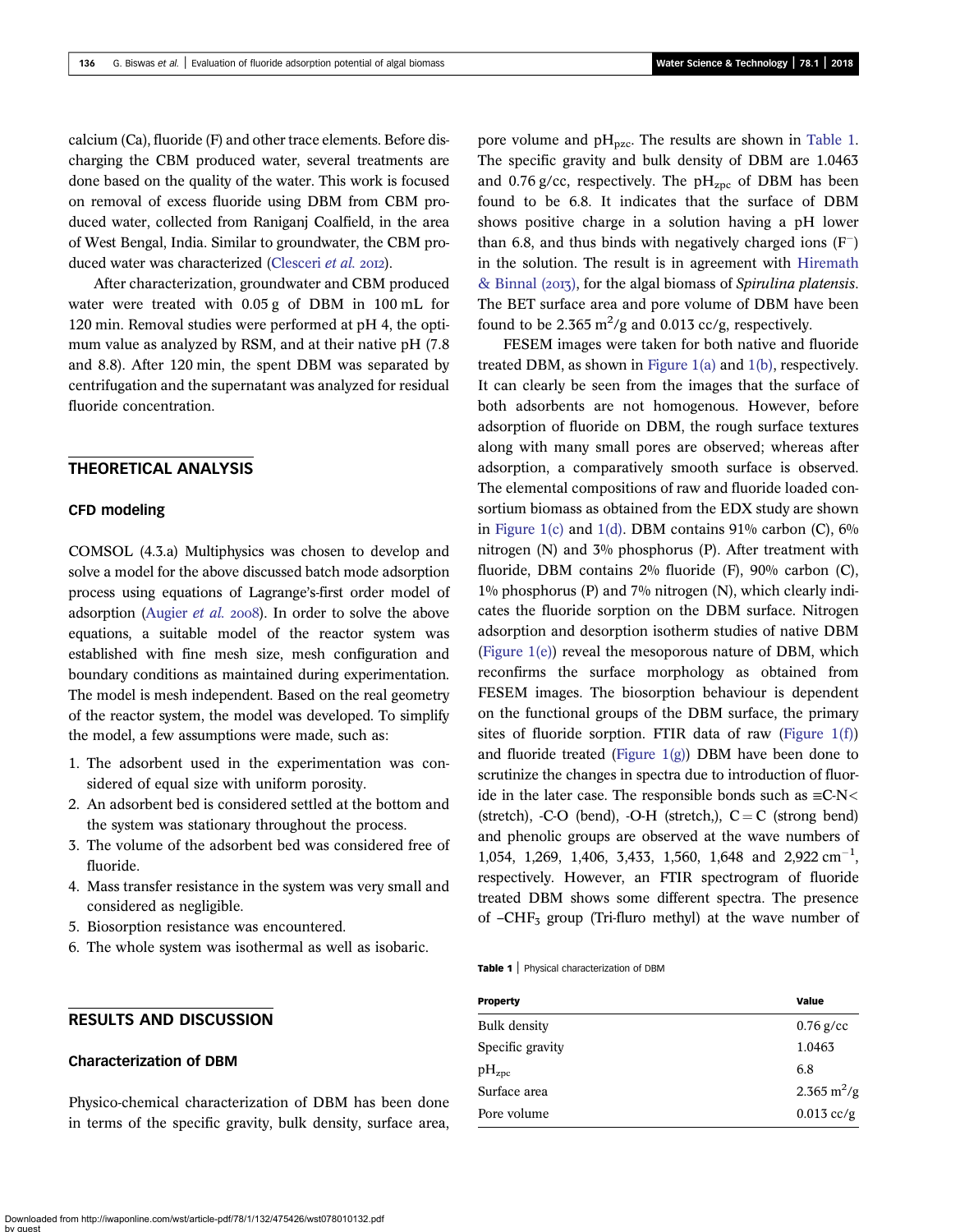calcium (Ca), fluoride (F) and other trace elements. Before discharging the CBM produced water, several treatments are done based on the quality of the water. This work is focused on removal of excess fluoride using DBM from CBM produced water, collected from Raniganj Coalfield, in the area of West Bengal, India. Similar to groundwater, the CBM produced water was characterized (Clesceri *et al.* 2012).

After characterization, groundwater and CBM produced water were treated with 0.05 g of DBM in 100 mL for 120 min. Removal studies were performed at pH 4, the optimum value as analyzed by RSM, and at their native pH (7.8 and 8.8). After 120 min, the spent DBM was separated by centrifugation and the supernatant was analyzed for residual fluoride concentration.

## THEORETICAL ANALYSIS

### CFD modeling

COMSOL (4.3.a) Multiphysics was chosen to develop and solve a model for the above discussed batch mode adsorption process using equations of Lagrange's-first order model of adsorption (Augier *et al.* 2008). In order to solve the above equations, a suitable model of the reactor system was established with fine mesh size, mesh configuration and boundary conditions as maintained during experimentation. The model is mesh independent. Based on the real geometry of the reactor system, the model was developed. To simplify the model, a few assumptions were made, such as:

1. The adsorbent used in the experimentation was considered of equal size with uniform porosity.
2. An adsorbent bed is considered settled at the bottom and the system was stationary throughout the process.
3. The volume of the adsorbent bed was considered free of fluoride.
4. Mass transfer resistance in the system was very small and considered as negligible.
5. Biosorption resistance was encountered.
6. The whole system was isothermal as well as isobaric.

## RESULTS AND DISCUSSION

### Characterization of DBM

Physico-chemical characterization of DBM has been done in terms of the specific gravity, bulk density, surface area, pore volume and $pH_{pzc}$. The results are shown in Table 1. The specific gravity and bulk density of DBM are 1.0463 and 0.76 g/cc, respectively. The $pH_{zpc}$ of DBM has been found to be 6.8. It indicates that the surface of DBM shows positive charge in a solution having a pH lower than 6.8, and thus binds with negatively charged ions ($F^-$) in the solution. The result is in agreement with Hiremath & Binnal (2013), for the algal biomass of *Spirulina platensis*. The BET surface area and pore volume of DBM have been found to be 2.365 $m^2$/g and 0.013 cc/g, respectively.

FESEM images were taken for both native and fluoride treated DBM, as shown in Figure 1(a) and 1(b), respectively. It can clearly be seen from the images that the surface of both adsorbents are not homogenous. However, before adsorption of fluoride on DBM, the rough surface textures along with many small pores are observed; whereas after adsorption, a comparatively smooth surface is observed. The elemental compositions of raw and fluoride loaded consortium biomass as obtained from the EDX study are shown in Figure 1(c) and 1(d). DBM contains 91% carbon (C), 6% nitrogen (N) and 3% phosphorus (P). After treatment with fluoride, DBM contains 2% fluoride (F), 90% carbon (C), 1% phosphorus (P) and 7% nitrogen (N), which clearly indicates the fluoride sorption on the DBM surface. Nitrogen adsorption and desorption isotherm studies of native DBM (Figure 1(e)) reveal the mesoporous nature of DBM, which reconfirms the surface morphology as obtained from FESEM images. The biosorption behaviour is dependent on the functional groups of the DBM surface, the primary sites of fluoride sorption. FTIR data of raw (Figure 1(f)) and fluoride treated (Figure 1(g)) DBM have been done to scrutinize the changes in spectra due to introduction of fluoride in the later case. The responsible bonds such as ≡C-N< (stretch), -C-O (bend), -O-H (stretch,), C = C (strong bend) and phenolic groups are observed at the wave numbers of 1,054, 1,269, 1,406, 3,433, 1,560, 1,648 and 2,922 $cm^{-1}$, respectively. However, an FTIR spectrogram of fluoride treated DBM shows some different spectra. The presence of $-CHF_3$ group (Tri-fluro methyl) at the wave number of

**Table 1** | Physical characterization of DBM

| Property | Value |
|---|---|
| Bulk density | 0.76 g/cc |
| Specific gravity | 1.0463 |
| $pH_{zpc}$ | 6.8 |
| Surface area | 2.365 $m^2$/g |
| Pore volume | 0.013 cc/g |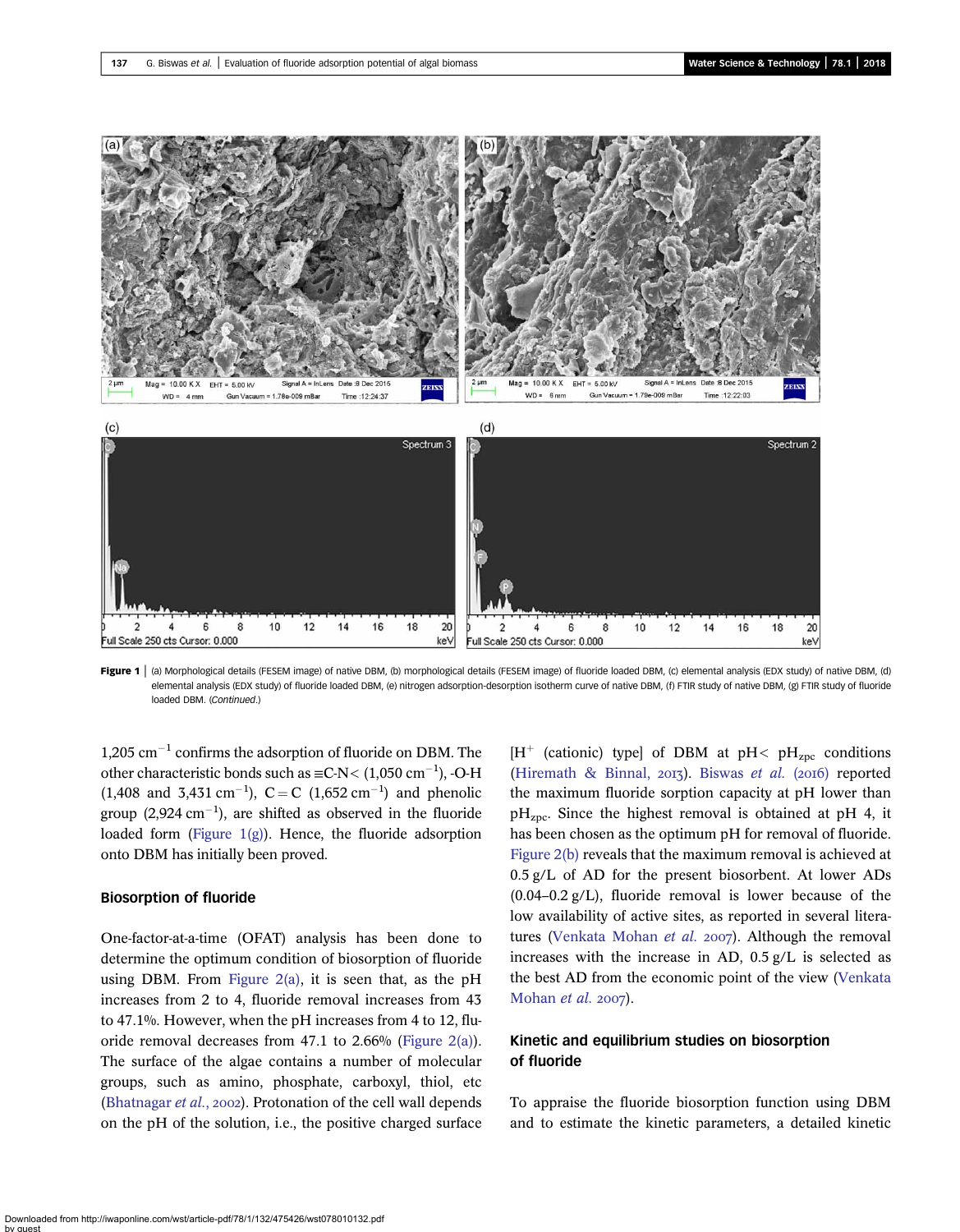Figure 1 | (a) Morphological details (FESEM image) of native DBM, (b) morphological details (FESEM image) of fluoride loaded DBM, (c) elemental analysis (EDX study) of native DBM, (d) elemental analysis (EDX study) of fluoride loaded DBM, (e) nitrogen adsorption-desorption isotherm curve of native DBM, (f) FTIR study of native DBM, (g) FTIR study of fluoride loaded DBM. (*Continued*.)

1,205 $cm^{-1}$ confirms the adsorption of fluoride on DBM. The other characteristic bonds such as ≡C-N< (1,050 $cm^{-1}$), -O-H (1,408 and 3,431 $cm^{-1}$), C=C (1,652 $cm^{-1}$) and phenolic group (2,924 $cm^{-1}$), are shifted as observed in the fluoride loaded form (Figure 1(g)). Hence, the fluoride adsorption onto DBM has initially been proved.

## Biosorption of fluoride

One-factor-at-a-time (OFAT) analysis has been done to determine the optimum condition of biosorption of fluoride using DBM. From Figure 2(a), it is seen that, as the pH increases from 2 to 4, fluoride removal increases from 43 to 47.1%. However, when the pH increases from 4 to 12, fluoride removal decreases from 47.1 to 2.66% (Figure 2(a)). The surface of the algae contains a number of molecular groups, such as amino, phosphate, carboxyl, thiol, etc (Bhatnagar *et al.*, 2002). Protonation of the cell wall depends on the pH of the solution, i.e., the positive charged surface [$H^+$ (cationic) type] of DBM at pH< $pH_{zpc}$ conditions (Hiremath & Binnal, 2013). Biswas *et al.* (2016) reported the maximum fluoride sorption capacity at pH lower than $pH_{zpc}$. Since the highest removal is obtained at pH 4, it has been chosen as the optimum pH for removal of fluoride. Figure 2(b) reveals that the maximum removal is achieved at 0.5 g/L of AD for the present biosorbent. At lower ADs (0.04–0.2 g/L), fluoride removal is lower because of the low availability of active sites, as reported in several literatures (Venkata Mohan *et al.* 2007). Although the removal increases with the increase in AD, 0.5 g/L is selected as the best AD from the economic point of the view (Venkata Mohan *et al.* 2007).

## Kinetic and equilibrium studies on biosorption of fluoride

To appraise the fluoride biosorption function using DBM and to estimate the kinetic parameters, a detailed kinetic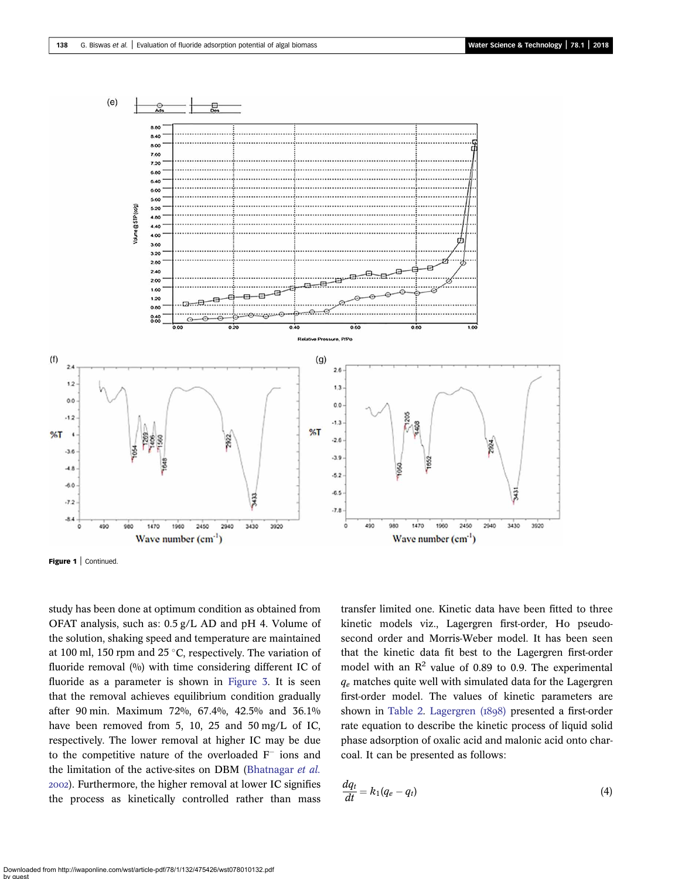Figure 1 | Continued.

study has been done at optimum condition as obtained from OFAT analysis, such as: 0.5 g/L AD and pH 4. Volume of the solution, shaking speed and temperature are maintained at 100 ml, 150 rpm and 25 °C, respectively. The variation of fluoride removal (%) with time considering different IC of fluoride as a parameter is shown in Figure 3. It is seen that the removal achieves equilibrium condition gradually after 90 min. Maximum 72%, 67.4%, 42.5% and 36.1% have been removed from 5, 10, 25 and 50 mg/L of IC, respectively. The lower removal at higher IC may be due to the competitive nature of the overloaded $F^-$ ions and the limitation of the active-sites on DBM (Bhatnagar *et al.* 2002). Furthermore, the higher removal at lower IC signifies the process as kinetically controlled rather than mass transfer limited one. Kinetic data have been fitted to three kinetic models viz., Lagergren first-order, Ho pseudo-second order and Morris-Weber model. It has been seen that the kinetic data fit best to the Lagergren first-order model with an $R^2$ value of 0.89 to 0.9. The experimental $q_e$ matches quite well with simulated data for the Lagergren first-order model. The values of kinetic parameters are shown in Table 2. Lagergren (1898) presented a first-order rate equation to describe the kinetic process of liquid solid phase adsorption of oxalic acid and malonic acid onto charcoal. It can be presented as follows:

$$\frac{dq_t}{dt} = k_1(q_e - q_t) \tag{4}$$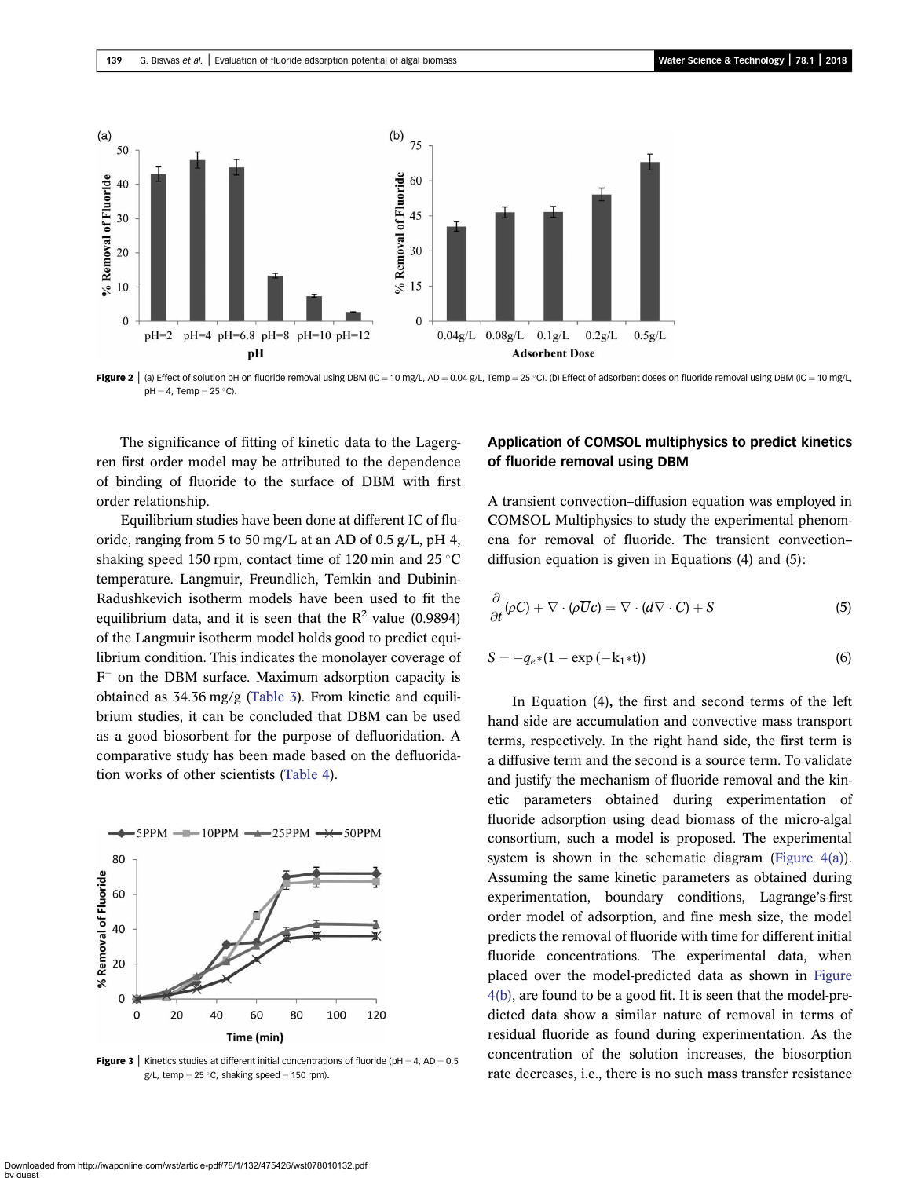Figure 2 | (a) Effect of solution pH on fluoride removal using DBM (IC = 10 mg/L, AD = 0.04 g/L, Temp = 25 °C). (b) Effect of adsorbent doses on fluoride removal using DBM (IC = 10 mg/L, pH = 4, Temp = 25 °C).

The significance of fitting of kinetic data to the Lagergren first order model may be attributed to the dependence of binding of fluoride to the surface of DBM with first order relationship.

Equilibrium studies have been done at different IC of fluoride, ranging from 5 to 50 mg/L at an AD of 0.5 g/L, pH 4, shaking speed 150 rpm, contact time of 120 min and 25 °C temperature. Langmuir, Freundlich, Temkin and Dubinin-Radushkevich isotherm models have been used to fit the equilibrium data, and it is seen that the $R^2$ value (0.9894) of the Langmuir isotherm model holds good to predict equilibrium condition. This indicates the monolayer coverage of $F^-$ on the DBM surface. Maximum adsorption capacity is obtained as 34.36 mg/g (Table 3). From kinetic and equilibrium studies, it can be concluded that DBM can be used as a good biosorbent for the purpose of defluoridation. A comparative study has been made based on the defluoridation works of other scientists (Table 4).

Figure 3 | Kinetics studies at different initial concentrations of fluoride (pH = 4, AD = 0.5 g/L, temp = 25 °C, shaking speed = 150 rpm).

## Application of COMSOL multiphysics to predict kinetics of fluoride removal using DBM

A transient convection–diffusion equation was employed in COMSOL Multiphysics to study the experimental phenomena for removal of fluoride. The transient convection–diffusion equation is given in Equations (4) and (5):

$$\frac{\partial}{\partial t}(\rho C) + \nabla \cdot (\rho \overline{U} c) = \nabla \cdot (d \nabla \cdot C) + S \tag{5}$$

$$S = -q_e * (1 - \exp(-k_1 * t)) \tag{6}$$

In Equation (4), the first and second terms of the left hand side are accumulation and convective mass transport terms, respectively. In the right hand side, the first term is a diffusive term and the second is a source term. To validate and justify the mechanism of fluoride removal and the kinetic parameters obtained during experimentation of fluoride adsorption using dead biomass of the micro-algal consortium, such a model is proposed. The experimental system is shown in the schematic diagram (Figure 4(a)). Assuming the same kinetic parameters as obtained during experimentation, boundary conditions, Lagrange's-first order model of adsorption, and fine mesh size, the model predicts the removal of fluoride with time for different initial fluoride concentrations. The experimental data, when placed over the model-predicted data as shown in Figure 4(b), are found to be a good fit. It is seen that the model-predicted data show a similar nature of removal in terms of residual fluoride as found during experimentation. As the concentration of the solution increases, the biosorption rate decreases, i.e., there is no such mass transfer resistance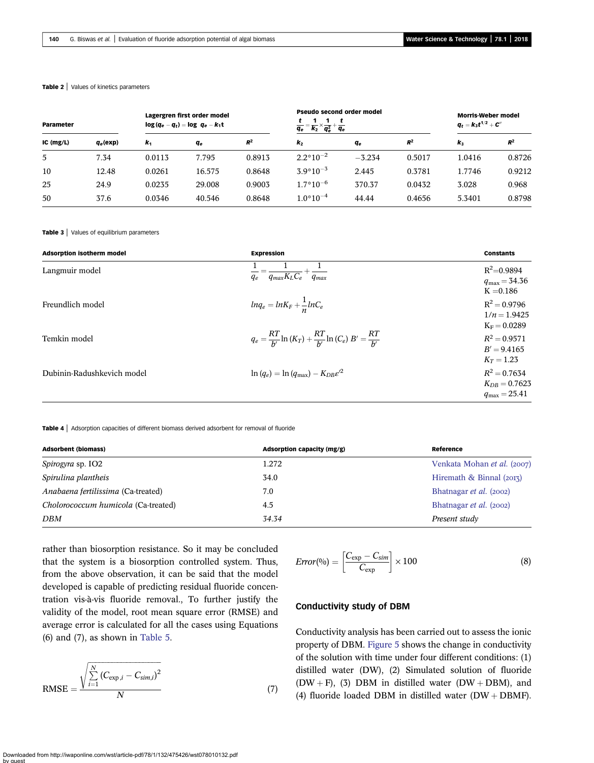**Table 2** | Values of kinetics parameters

| Parameter | | Lagergren first order model $\log(q_e - q_t) = \log\ q_e - k_1 t$ | | | Pseudo second order model $\frac{t}{q_e} = \frac{1}{K_2} \times \frac{1}{q_e^2} + \frac{t}{q_e}$ | | | Morris-Weber model $q_t = k_3 t^{1/2} + C''$ | |
|---|---|---|---|---|---|---|---|---|---|
| IC (mg/L) | $q_e$(exp) | $k_1$ | $q_e$ | $R^2$ | $k_2$ | $q_e$ | $R^2$ | $k_3$ | $R^2$ |
| 5 | 7.34 | 0.0113 | 7.795 | 0.8913 | $2.2{*}10^{-2}$ | −3.234 | 0.5017 | 1.0416 | 0.8726 |
| 10 | 12.48 | 0.0261 | 16.575 | 0.8648 | $3.9{*}10^{-3}$ | 2.445 | 0.3781 | 1.7746 | 0.9212 |
| 25 | 24.9 | 0.0235 | 29.008 | 0.9003 | $1.7{*}10^{-6}$ | 370.37 | 0.0432 | 3.028 | 0.968 |
| 50 | 37.6 | 0.0346 | 40.546 | 0.8648 | $1.0{*}10^{-4}$ | 44.44 | 0.4656 | 5.3401 | 0.8798 |

**Table 3** | Values of equilibrium parameters

| Adsorption isotherm model | Expression | Constants |
|---|---|---|
| Langmuir model | $\frac{1}{q_e} = \frac{1}{q_{max} K_L C_e} + \frac{1}{q_{max}}$ | $R^2 = 0.9894$, $q_{\max} = 34.36$, $K = 0.186$ |
| Freundlich model | $ln q_e = ln K_F + \frac{1}{n} ln C_e$ | $R^2 = 0.9796$, $1/n = 1.9425$, $K_F = 0.0289$ |
| Temkin model | $q_e = \frac{RT}{b'} \ln(K_T) + \frac{RT}{b'} \ln(C_e)\ B' = \frac{RT}{b'}$ | $R^2 = 0.9571$, $B' = 9.4165$, $K_T = 1.23$ |
| Dubinin-Radushkevich model | $\ln(q_e) = \ln(q_{\max}) - K_{DB}\varepsilon'^2$ | $R^2 = 0.7634$, $K_{DB} = 0.7623$, $q_{\max} = 25.41$ |

**Table 4** | Adsorption capacities of different biomass derived adsorbent for removal of fluoride

| Adsorbent (biomass) | Adsorption capacity (mg/g) | Reference |
|---|---|---|
| *Spirogyra* sp. IO2 | 1.272 | Venkata Mohan *et al.* (2007) |
| *Spirulina plantheis* | 34.0 | Hiremath & Binnal (2013) |
| *Anabaena fertilissima* (Ca-treated) | 7.0 | Bhatnagar *et al.* (2002) |
| *Cholorococcum humicola* (Ca-treated) | 4.5 | Bhatnagar *et al.* (2002) |
| *DBM* | *34.34* | *Present study* |

rather than biosorption resistance. So it may be concluded that the system is a biosorption controlled system. Thus, from the above observation, it can be said that the model developed is capable of predicting residual fluoride concentration vis-à-vis fluoride removal., To further justify the validity of the model, root mean square error (RMSE) and average error is calculated for all the cases using Equations (6) and (7), as shown in Table 5.

$$\text{RMSE} = \frac{\sqrt{\sum_{i=1}^{N} (C_{\exp,i} - C_{sim,i})^2}}{N} \tag{7}$$

$$Error(\%) = \left[\frac{C_{\exp} - C_{sim}}{C_{\exp}}\right] \times 100 \tag{8}$$

## Conductivity study of DBM

Conductivity analysis has been carried out to assess the ionic property of DBM. Figure 5 shows the change in conductivity of the solution with time under four different conditions: (1) distilled water (DW), (2) Simulated solution of fluoride (DW + F), (3) DBM in distilled water (DW + DBM), and (4) fluoride loaded DBM in distilled water (DW + DBMF).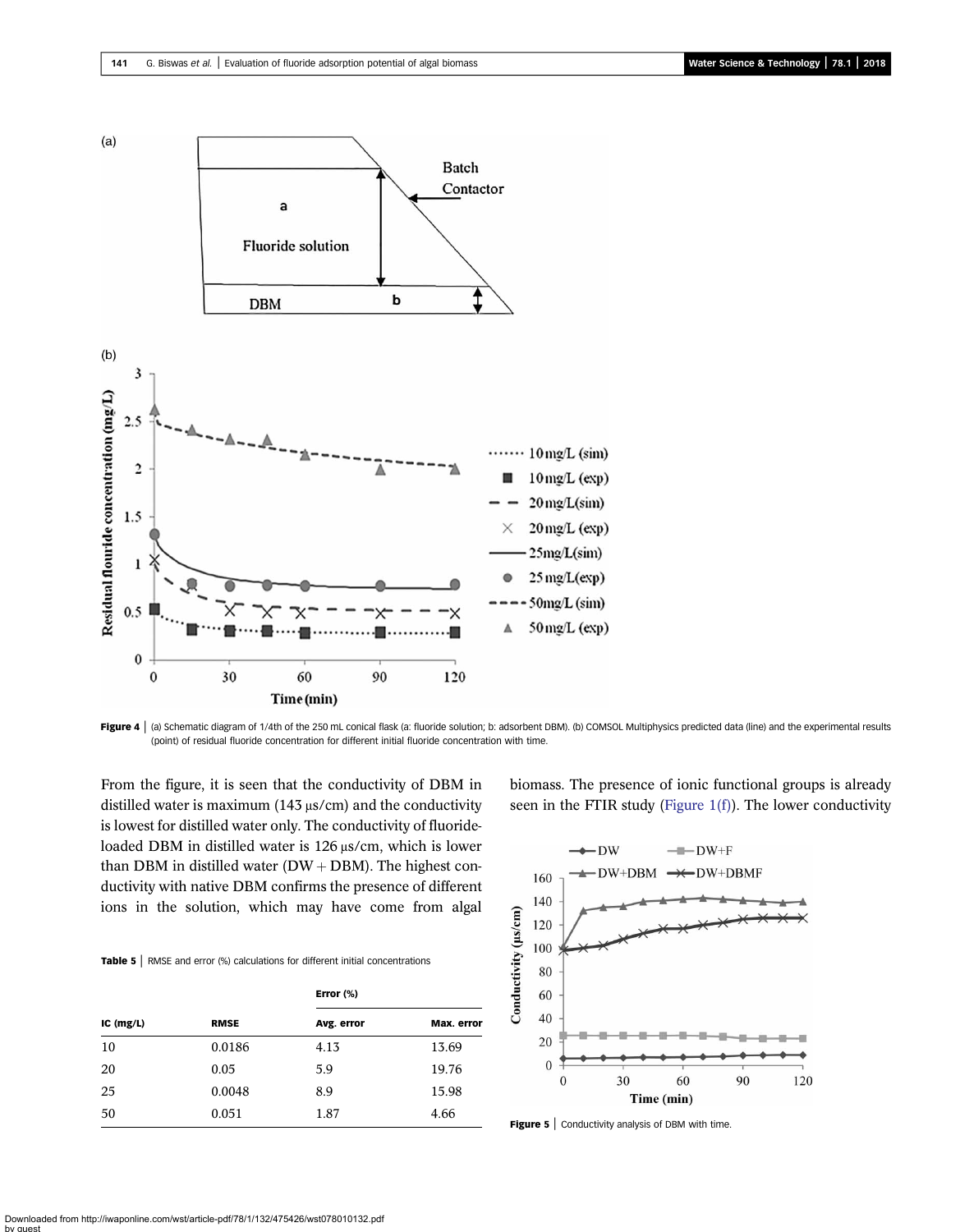Figure 4 | (a) Schematic diagram of 1/4th of the 250 mL conical flask (a: fluoride solution; b: adsorbent DBM). (b) COMSOL Multiphysics predicted data (line) and the experimental results (point) of residual fluoride concentration for different initial fluoride concentration with time.

From the figure, it is seen that the conductivity of DBM in distilled water is maximum (143 μs/cm) and the conductivity is lowest for distilled water only. The conductivity of fluoride-loaded DBM in distilled water is 126 μs/cm, which is lower than DBM in distilled water (DW + DBM). The highest conductivity with native DBM confirms the presence of different ions in the solution, which may have come from algal biomass. The presence of ionic functional groups is already seen in the FTIR study (Figure 1(f)). The lower conductivity

**Table 5** | RMSE and error (%) calculations for different initial concentrations

| IC (mg/L) | RMSE | Error (%) | |
|---|---|---|---|
| | | Avg. error | Max. error |
| 10 | 0.0186 | 4.13 | 13.69 |
| 20 | 0.05 | 5.9 | 19.76 |
| 25 | 0.0048 | 8.9 | 15.98 |
| 50 | 0.051 | 1.87 | 4.66 |

Figure 5 | Conductivity analysis of DBM with time.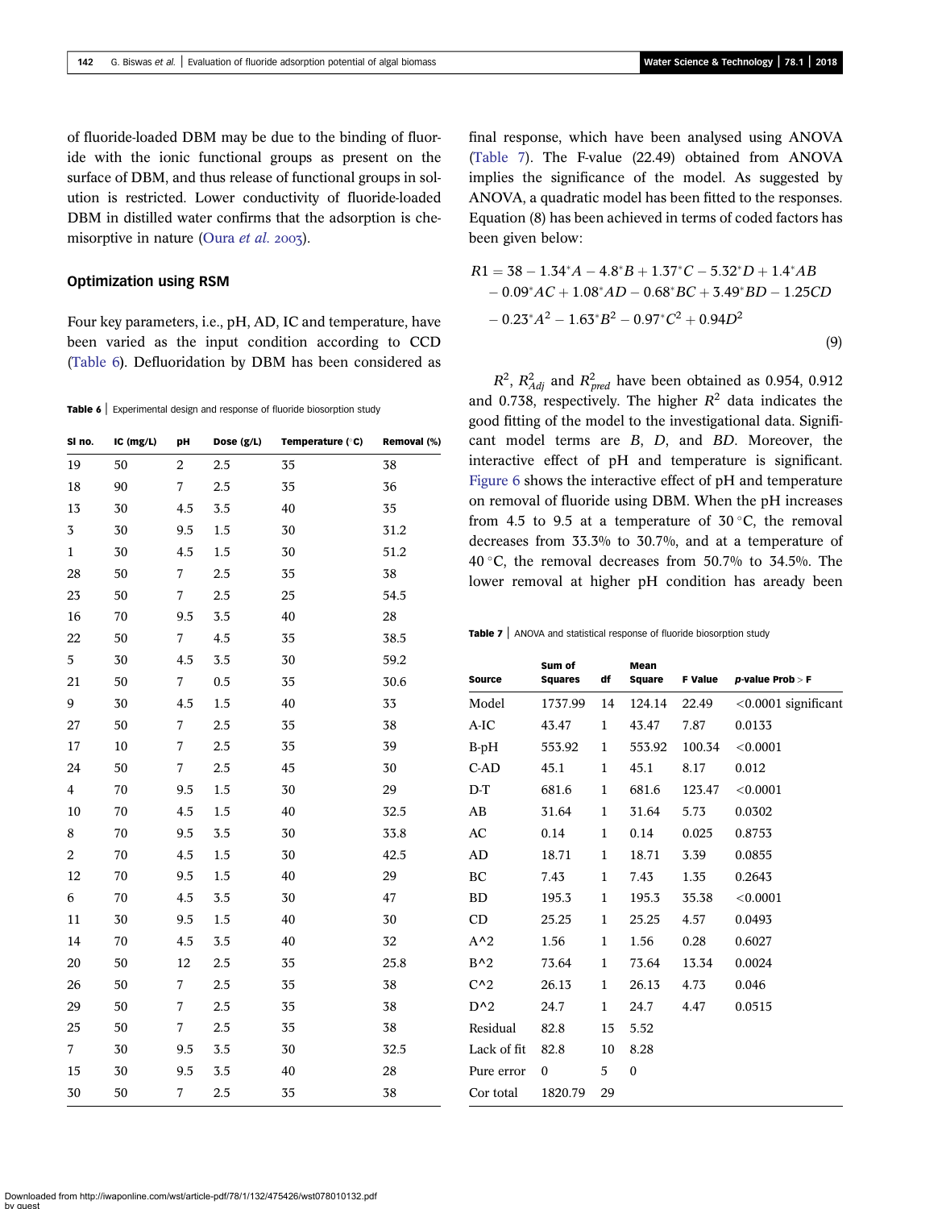of fluoride-loaded DBM may be due to the binding of fluoride with the ionic functional groups as present on the surface of DBM, and thus release of functional groups in solution is restricted. Lower conductivity of fluoride-loaded DBM in distilled water confirms that the adsorption is chemisorptive in nature (Oura *et al.* 2003).

### Optimization using RSM

Four key parameters, i.e., pH, AD, IC and temperature, have been varied as the input condition according to CCD (Table 6). Defluoridation by DBM has been considered as final response, which have been analysed using ANOVA (Table 7). The F-value (22.49) obtained from ANOVA implies the significance of the model. As suggested by ANOVA, a quadratic model has been fitted to the responses. Equation (8) has been achieved in terms of coded factors has been given below:

$$R1 = 38 - 1.34^{*}A - 4.8^{*}B + 1.37^{*}C - 5.32^{*}D + 1.4^{*}AB - 0.09^{*}AC + 1.08^{*}AD - 0.68^{*}BC + 3.49^{*}BD - 1.25CD - 0.23^{*}A^2 - 1.63^{*}B^2 - 0.97^{*}C^2 + 0.94D^2 \tag{9}$$

$R^2$, $R^2_{Adj}$ and $R^2_{pred}$ have been obtained as 0.954, 0.912 and 0.738, respectively. The higher $R^2$ data indicates the good fitting of the model to the investigational data. Significant model terms are $B$, $D$, and $BD$. Moreover, the interactive effect of pH and temperature is significant. Figure 6 shows the interactive effect of pH and temperature on removal of fluoride using DBM. When the pH increases from 4.5 to 9.5 at a temperature of 30 °C, the removal decreases from 33.3% to 30.7%, and at a temperature of 40 °C, the removal decreases from 50.7% to 34.5%. The lower removal at higher pH condition has aready been

**Table 6** | Experimental design and response of fluoride biosorption study

| Sl no. | IC (mg/L) | pH | Dose (g/L) | Temperature (°C) | Removal (%) |
|---|---|---|---|---|---|
| 19 | 50 | 2 | 2.5 | 35 | 38 |
| 18 | 90 | 7 | 2.5 | 35 | 36 |
| 13 | 30 | 4.5 | 3.5 | 40 | 35 |
| 3 | 30 | 9.5 | 1.5 | 30 | 31.2 |
| 1 | 30 | 4.5 | 1.5 | 30 | 51.2 |
| 28 | 50 | 7 | 2.5 | 35 | 38 |
| 23 | 50 | 7 | 2.5 | 25 | 54.5 |
| 16 | 70 | 9.5 | 3.5 | 40 | 28 |
| 22 | 50 | 7 | 4.5 | 35 | 38.5 |
| 5 | 30 | 4.5 | 3.5 | 30 | 59.2 |
| 21 | 50 | 7 | 0.5 | 35 | 30.6 |
| 9 | 30 | 4.5 | 1.5 | 40 | 33 |
| 27 | 50 | 7 | 2.5 | 35 | 38 |
| 17 | 10 | 7 | 2.5 | 35 | 39 |
| 24 | 50 | 7 | 2.5 | 45 | 30 |
| 4 | 70 | 9.5 | 1.5 | 30 | 29 |
| 10 | 70 | 4.5 | 1.5 | 40 | 32.5 |
| 8 | 70 | 9.5 | 3.5 | 30 | 33.8 |
| 2 | 70 | 4.5 | 1.5 | 30 | 42.5 |
| 12 | 70 | 9.5 | 1.5 | 40 | 29 |
| 6 | 70 | 4.5 | 3.5 | 30 | 47 |
| 11 | 30 | 9.5 | 1.5 | 40 | 30 |
| 14 | 70 | 4.5 | 3.5 | 40 | 32 |
| 20 | 50 | 12 | 2.5 | 35 | 25.8 |
| 26 | 50 | 7 | 2.5 | 35 | 38 |
| 29 | 50 | 7 | 2.5 | 35 | 38 |
| 25 | 50 | 7 | 2.5 | 35 | 38 |
| 7 | 30 | 9.5 | 3.5 | 30 | 32.5 |
| 15 | 30 | 9.5 | 3.5 | 40 | 28 |
| 30 | 50 | 7 | 2.5 | 35 | 38 |

**Table 7** | ANOVA and statistical response of fluoride biosorption study

| Source | Sum of Squares | df | Mean Square | F Value | *p*-value Prob > F |
|---|---|---|---|---|---|
| Model | 1737.99 | 14 | 124.14 | 22.49 | <0.0001 significant |
| A-IC | 43.47 | 1 | 43.47 | 7.87 | 0.0133 |
| B-pH | 553.92 | 1 | 553.92 | 100.34 | <0.0001 |
| C-AD | 45.1 | 1 | 45.1 | 8.17 | 0.012 |
| D-T | 681.6 | 1 | 681.6 | 123.47 | <0.0001 |
| AB | 31.64 | 1 | 31.64 | 5.73 | 0.0302 |
| AC | 0.14 | 1 | 0.14 | 0.025 | 0.8753 |
| AD | 18.71 | 1 | 18.71 | 3.39 | 0.0855 |
| BC | 7.43 | 1 | 7.43 | 1.35 | 0.2643 |
| BD | 195.3 | 1 | 195.3 | 35.38 | <0.0001 |
| CD | 25.25 | 1 | 25.25 | 4.57 | 0.0493 |
| A^2 | 1.56 | 1 | 1.56 | 0.28 | 0.6027 |
| B^2 | 73.64 | 1 | 73.64 | 13.34 | 0.0024 |
| C^2 | 26.13 | 1 | 26.13 | 4.73 | 0.046 |
| D^2 | 24.7 | 1 | 24.7 | 4.47 | 0.0515 |
| Residual | 82.8 | 15 | 5.52 | | |
| Lack of fit | 82.8 | 10 | 8.28 | | |
| Pure error | 0 | 5 | 0 | | |
| Cor total | 1820.79 | 29 | | | |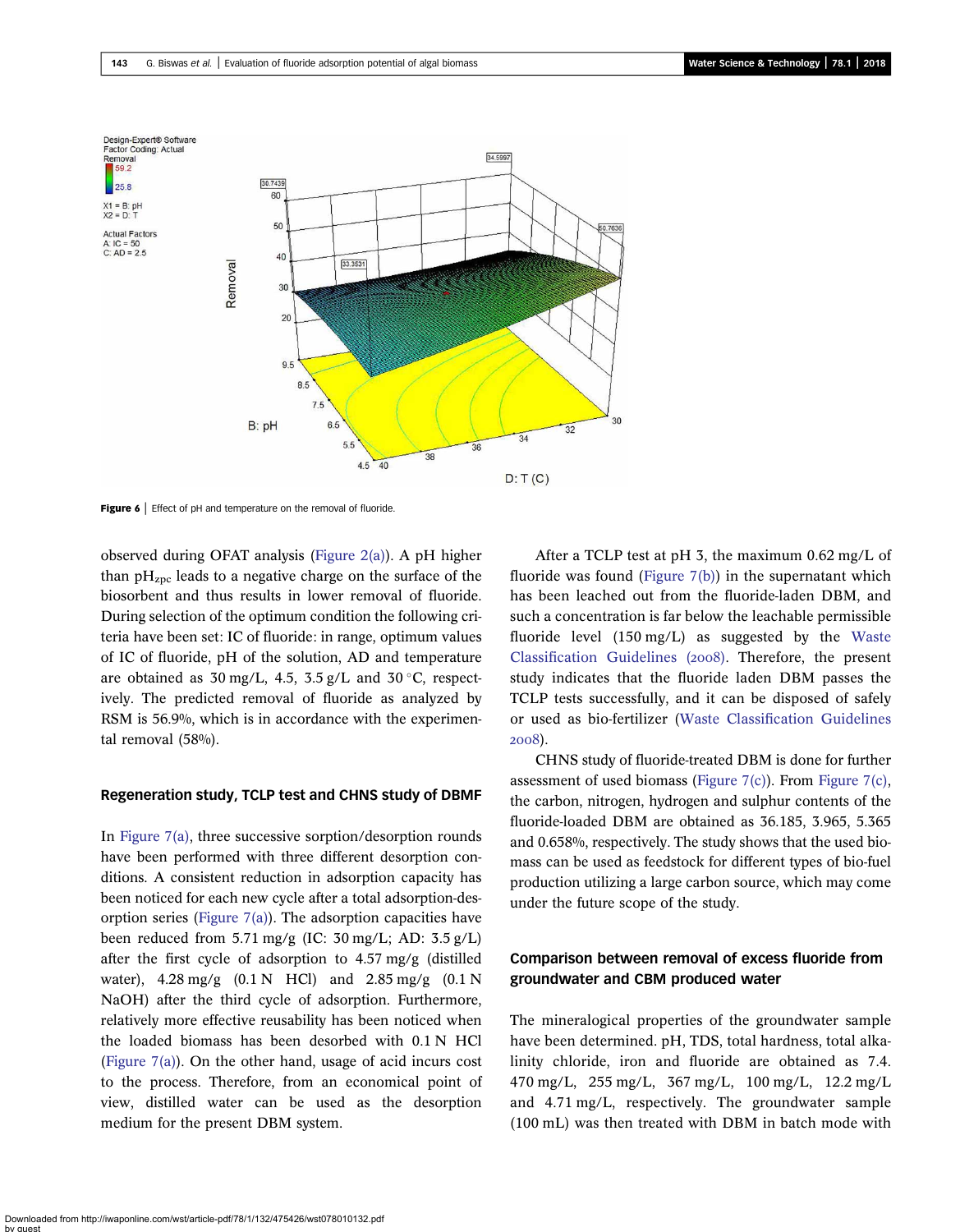**Figure 6** | Effect of pH and temperature on the removal of fluoride.

observed during OFAT analysis (Figure 2(a)). A pH higher than $pH_{zpc}$ leads to a negative charge on the surface of the biosorbent and thus results in lower removal of fluoride. During selection of the optimum condition the following criteria have been set: IC of fluoride: in range, optimum values of IC of fluoride, pH of the solution, AD and temperature are obtained as 30 mg/L, 4.5, 3.5 g/L and 30 °C, respectively. The predicted removal of fluoride as analyzed by RSM is 56.9%, which is in accordance with the experimental removal (58%).

### Regeneration study, TCLP test and CHNS study of DBMF

In Figure 7(a), three successive sorption/desorption rounds have been performed with three different desorption conditions. A consistent reduction in adsorption capacity has been noticed for each new cycle after a total adsorption-desorption series (Figure 7(a)). The adsorption capacities have been reduced from 5.71 mg/g (IC: 30 mg/L; AD: 3.5 g/L) after the first cycle of adsorption to 4.57 mg/g (distilled water), 4.28 mg/g (0.1 N HCl) and 2.85 mg/g (0.1 N NaOH) after the third cycle of adsorption. Furthermore, relatively more effective reusability has been noticed when the loaded biomass has been desorbed with 0.1 N HCl (Figure 7(a)). On the other hand, usage of acid incurs cost to the process. Therefore, from an economical point of view, distilled water can be used as the desorption medium for the present DBM system.

After a TCLP test at pH 3, the maximum 0.62 mg/L of fluoride was found (Figure 7(b)) in the supernatant which has been leached out from the fluoride-laden DBM, and such a concentration is far below the leachable permissible fluoride level (150 mg/L) as suggested by the Waste Classification Guidelines (2008). Therefore, the present study indicates that the fluoride laden DBM passes the TCLP tests successfully, and it can be disposed of safely or used as bio-fertilizer (Waste Classification Guidelines 2008).

CHNS study of fluoride-treated DBM is done for further assessment of used biomass (Figure 7(c)). From Figure 7(c), the carbon, nitrogen, hydrogen and sulphur contents of the fluoride-loaded DBM are obtained as 36.185, 3.965, 5.365 and 0.658%, respectively. The study shows that the used biomass can be used as feedstock for different types of bio-fuel production utilizing a large carbon source, which may come under the future scope of the study.

### Comparison between removal of excess fluoride from groundwater and CBM produced water

The mineralogical properties of the groundwater sample have been determined. pH, TDS, total hardness, total alkalinity chloride, iron and fluoride are obtained as 7.4. 470 mg/L, 255 mg/L, 367 mg/L, 100 mg/L, 12.2 mg/L and 4.71 mg/L, respectively. The groundwater sample (100 mL) was then treated with DBM in batch mode with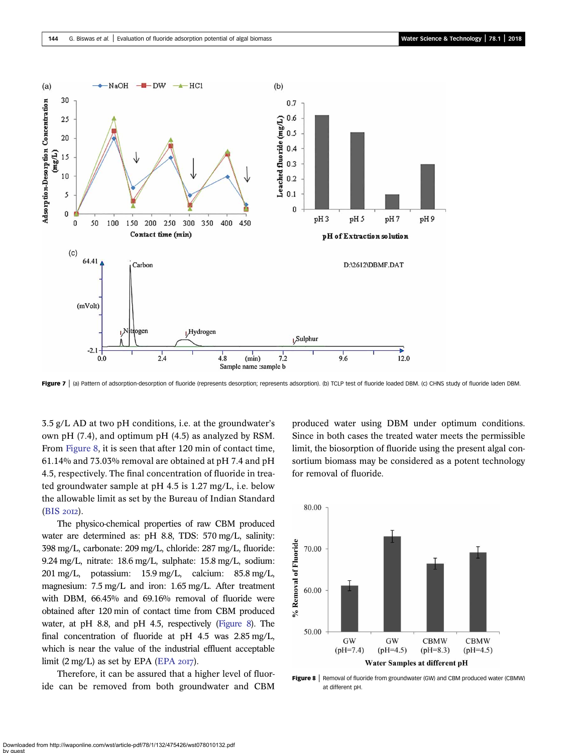**Figure 7** | (a) Pattern of adsorption-desorption of fluoride (represents desorption; represents adsorption). (b) TCLP test of fluoride loaded DBM. (c) CHNS study of fluoride laden DBM.

3.5 g/L AD at two pH conditions, i.e. at the groundwater's own pH (7.4), and optimum pH (4.5) as analyzed by RSM. From Figure 8, it is seen that after 120 min of contact time, 61.14% and 73.03% removal are obtained at pH 7.4 and pH 4.5, respectively. The final concentration of fluoride in treated groundwater sample at pH 4.5 is 1.27 mg/L, i.e. below the allowable limit as set by the Bureau of Indian Standard (BIS 2012).

The physico-chemical properties of raw CBM produced water are determined as: pH 8.8, TDS: 570 mg/L, salinity: 398 mg/L, carbonate: 209 mg/L, chloride: 287 mg/L, fluoride: 9.24 mg/L, nitrate: 18.6 mg/L, sulphate: 15.8 mg/L, sodium: 201 mg/L, potassium: 15.9 mg/L, calcium: 85.8 mg/L, magnesium: 7.5 mg/L and iron: 1.65 mg/L. After treatment with DBM, 66.45% and 69.16% removal of fluoride were obtained after 120 min of contact time from CBM produced water, at pH 8.8, and pH 4.5, respectively (Figure 8). The final concentration of fluoride at pH 4.5 was 2.85 mg/L, which is near the value of the industrial effluent acceptable limit (2 mg/L) as set by EPA (EPA 2017).

Therefore, it can be assured that a higher level of fluoride can be removed from both groundwater and CBM produced water using DBM under optimum conditions. Since in both cases the treated water meets the permissible limit, the biosorption of fluoride using the present algal consortium biomass may be considered as a potent technology for removal of fluoride.

**Figure 8** | Removal of fluoride from groundwater (GW) and CBM produced water (CBMW) at different pH.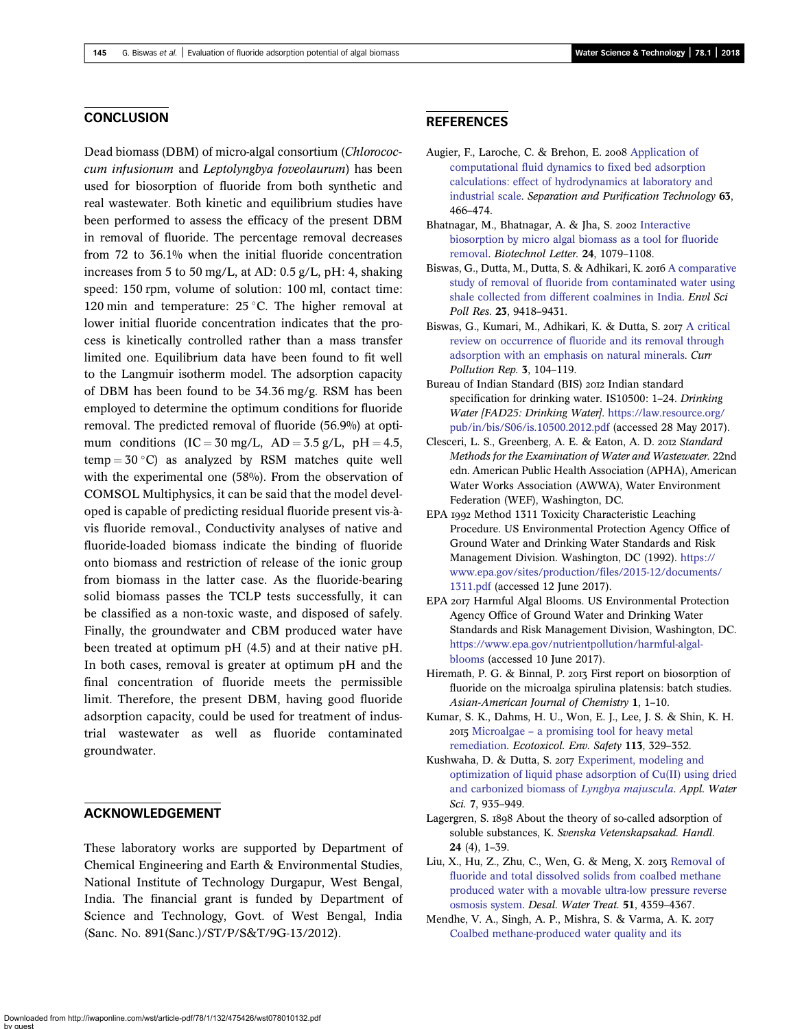## CONCLUSION

Dead biomass (DBM) of micro-algal consortium (*Chlorococcum infusionum* and *Leptolyngbya foveolaurum*) has been used for biosorption of fluoride from both synthetic and real wastewater. Both kinetic and equilibrium studies have been performed to assess the efficacy of the present DBM in removal of fluoride. The percentage removal decreases from 72 to 36.1% when the initial fluoride concentration increases from 5 to 50 mg/L, at AD: 0.5 g/L, pH: 4, shaking speed: 150 rpm, volume of solution: 100 ml, contact time: 120 min and temperature: 25 °C. The higher removal at lower initial fluoride concentration indicates that the process is kinetically controlled rather than a mass transfer limited one. Equilibrium data have been found to fit well to the Langmuir isotherm model. The adsorption capacity of DBM has been found to be 34.36 mg/g. RSM has been employed to determine the optimum conditions for fluoride removal. The predicted removal of fluoride (56.9%) at optimum conditions (IC = 30 mg/L, AD = 3.5 g/L, pH = 4.5, temp = 30 °C) as analyzed by RSM matches quite well with the experimental one (58%). From the observation of COMSOL Multiphysics, it can be said that the model developed is capable of predicting residual fluoride present vis-à-vis fluoride removal., Conductivity analyses of native and fluoride-loaded biomass indicate the binding of fluoride onto biomass and restriction of release of the ionic group from biomass in the latter case. As the fluoride-bearing solid biomass passes the TCLP tests successfully, it can be classified as a non-toxic waste, and disposed of safely. Finally, the groundwater and CBM produced water have been treated at optimum pH (4.5) and at their native pH. In both cases, removal is greater at optimum pH and the final concentration of fluoride meets the permissible limit. Therefore, the present DBM, having good fluoride adsorption capacity, could be used for treatment of industrial wastewater as well as fluoride contaminated groundwater.

## ACKNOWLEDGEMENT

These laboratory works are supported by Department of Chemical Engineering and Earth & Environmental Studies, National Institute of Technology Durgapur, West Bengal, India. The financial grant is funded by Department of Science and Technology, Govt. of West Bengal, India (Sanc. No. 891(Sanc.)/ST/P/S&T/9G-13/2012).

## REFERENCES

Augier, F., Laroche, C. & Brehon, E. 2008 Application of computational fluid dynamics to fixed bed adsorption calculations: effect of hydrodynamics at laboratory and industrial scale. *Separation and Purification Technology* **63**, 466–474.

Bhatnagar, M., Bhatnagar, A. & Jha, S. 2002 Interactive biosorption by micro algal biomass as a tool for fluoride removal. *Biotechnol Letter.* **24**, 1079–1108.

Biswas, G., Dutta, M., Dutta, S. & Adhikari, K. 2016 A comparative study of removal of fluoride from contaminated water using shale collected from different coalmines in India. *Envl Sci Poll Res.* **23**, 9418–9431.

Biswas, G., Kumari, M., Adhikari, K. & Dutta, S. 2017 A critical review on occurrence of fluoride and its removal through adsorption with an emphasis on natural minerals. *Curr Pollution Rep.* **3**, 104–119.

Bureau of Indian Standard (BIS) 2012 Indian standard specification for drinking water. IS10500: 1–24. *Drinking Water [FAD25: Drinking Water].* https://law.resource.org/pub/in/bis/S06/is.10500.2012.pdf (accessed 28 May 2017).

Clesceri, L. S., Greenberg, A. E. & Eaton, A. D. 2012 *Standard Methods for the Examination of Water and Wastewater.* 22nd edn. American Public Health Association (APHA), American Water Works Association (AWWA), Water Environment Federation (WEF), Washington, DC.

EPA 1992 Method 1311 Toxicity Characteristic Leaching Procedure. US Environmental Protection Agency Office of Ground Water and Drinking Water Standards and Risk Management Division. Washington, DC (1992). https://www.epa.gov/sites/production/files/2015-12/documents/1311.pdf (accessed 12 June 2017).

EPA 2017 Harmful Algal Blooms. US Environmental Protection Agency Office of Ground Water and Drinking Water Standards and Risk Management Division, Washington, DC. https://www.epa.gov/nutrientpollution/harmful-algal-blooms (accessed 10 June 2017).

Hiremath, P. G. & Binnal, P. 2013 First report on biosorption of fluoride on the microalga spirulina platensis: batch studies. *Asian-American Journal of Chemistry* **1**, 1–10.

Kumar, S. K., Dahms, H. U., Won, E. J., Lee, J. S. & Shin, K. H. 2015 Microalgae – a promising tool for heavy metal remediation. *Ecotoxicol. Env. Safety* **113**, 329–352.

Kushwaha, D. & Dutta, S. 2017 Experiment, modeling and optimization of liquid phase adsorption of Cu(II) using dried and carbonized biomass of *Lyngbya majuscula*. *Appl. Water Sci.* **7**, 935–949.

Lagergren, S. 1898 About the theory of so-called adsorption of soluble substances, K. *Svenska Vetenskapsakad. Handl.* **24** (4), 1–39.

Liu, X., Hu, Z., Zhu, C., Wen, G. & Meng, X. 2013 Removal of fluoride and total dissolved solids from coalbed methane produced water with a movable ultra-low pressure reverse osmosis system. *Desal. Water Treat.* **51**, 4359–4367.

Mendhe, V. A., Singh, A. P., Mishra, S. & Varma, A. K. 2017 Coalbed methane-produced water quality and its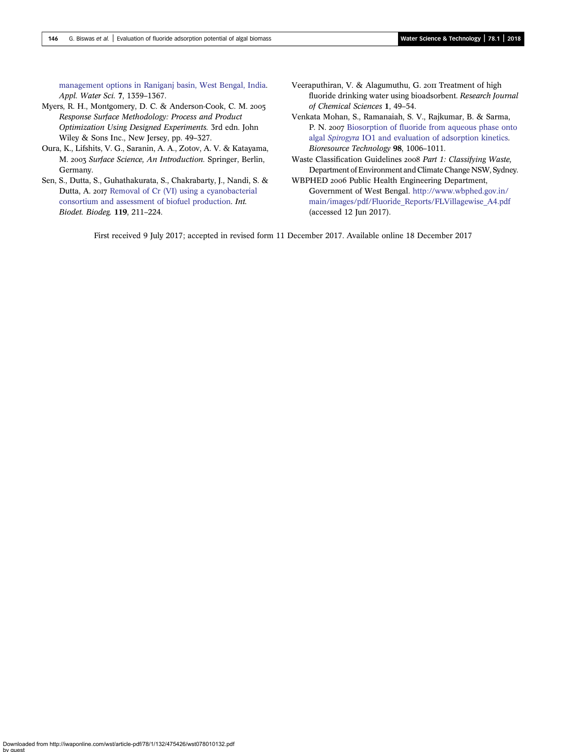management options in Raniganj basin, West Bengal, India. *Appl. Water Sci.* **7**, 1359–1367.

Myers, R. H., Montgomery, D. C. & Anderson-Cook, C. M. 2005 *Response Surface Methodology: Process and Product Optimization Using Designed Experiments.* 3rd edn. John Wiley & Sons Inc., New Jersey, pp. 49–327.

Oura, K., Lifshits, V. G., Saranin, A. A., Zotov, A. V. & Katayama, M. 2003 *Surface Science, An Introduction.* Springer, Berlin, Germany.

Sen, S., Dutta, S., Guhathakurata, S., Chakrabarty, J., Nandi, S. & Dutta, A. 2017 Removal of Cr (VI) using a cyanobacterial consortium and assessment of biofuel production. *Int. Biodet. Biodeg.* **119**, 211–224.

Veeraputhiran, V. & Alagumuthu, G. 2011 Treatment of high fluoride drinking water using bioadsorbent. *Research Journal of Chemical Sciences* **1**, 49–54.

Venkata Mohan, S., Ramanaiah, S. V., Rajkumar, B. & Sarma, P. N. 2007 Biosorption of fluoride from aqueous phase onto algal *Spirogyra* IO1 and evaluation of adsorption kinetics. *Bioresource Technology* **98**, 1006–1011.

Waste Classification Guidelines 2008 *Part 1: Classifying Waste,* Department of Environment and Climate Change NSW, Sydney.

WBPHED 2006 Public Health Engineering Department, Government of West Bengal. http://www.wbphed.gov.in/main/images/pdf/Fluoride_Reports/FLVillagewise_A4.pdf (accessed 12 Jun 2017).

First received 9 July 2017; accepted in revised form 11 December 2017. Available online 18 December 2017